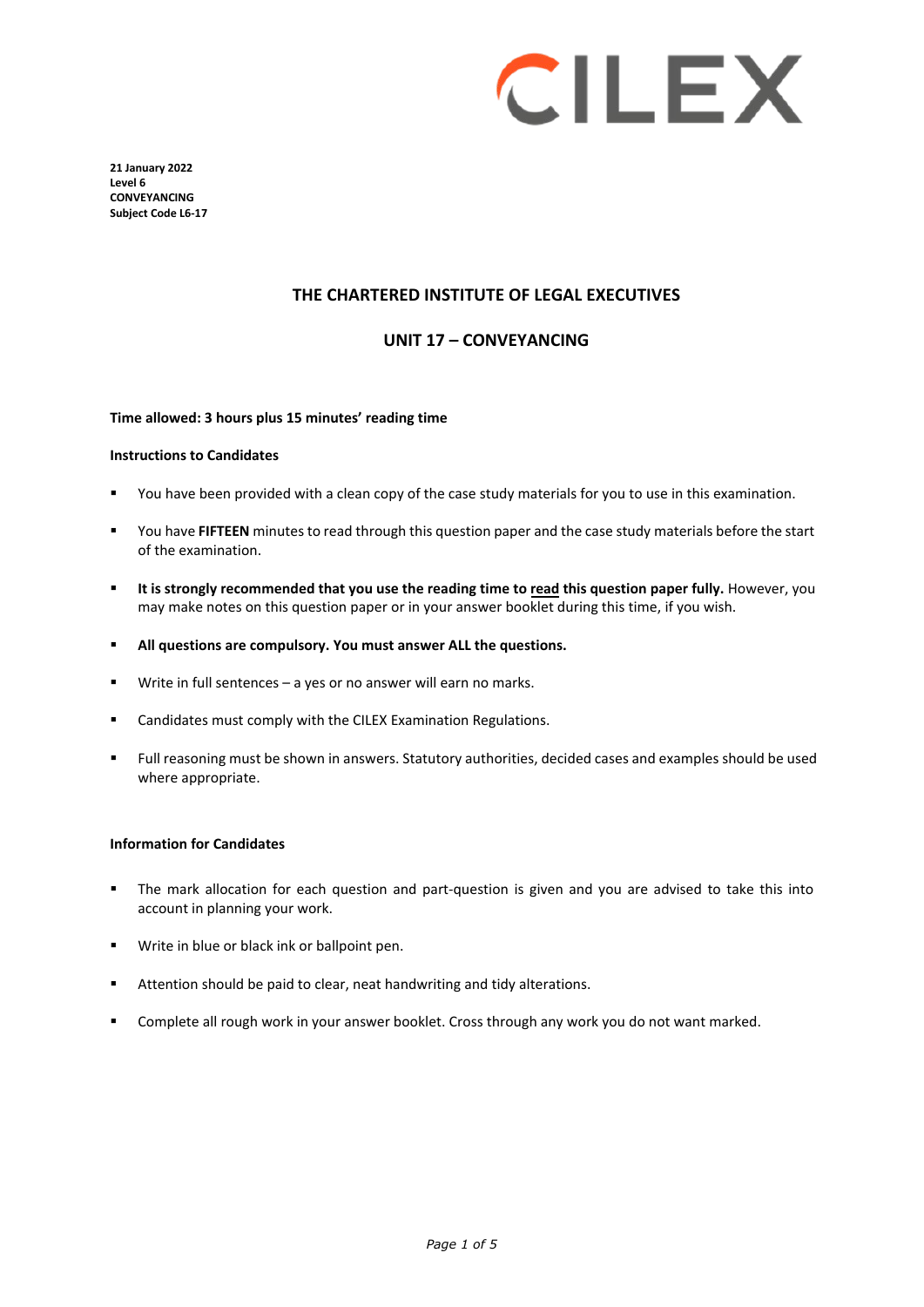**21 January 2022**
**Level 6**
**CONVEYANCING**
**Subject Code L6-17**

# THE CHARTERED INSTITUTE OF LEGAL EXECUTIVES

## UNIT 17 – CONVEYANCING

**Time allowed: 3 hours plus 15 minutes' reading time**

**Instructions to Candidates**

- You have been provided with a clean copy of the case study materials for you to use in this examination.
- You have **FIFTEEN** minutes to read through this question paper and the case study materials before the start of the examination.
- **It is strongly recommended that you use the reading time to read this question paper fully.** However, you may make notes on this question paper or in your answer booklet during this time, if you wish.
- **All questions are compulsory. You must answer ALL the questions.**
- Write in full sentences – a yes or no answer will earn no marks.
- Candidates must comply with the CILEX Examination Regulations.
- Full reasoning must be shown in answers. Statutory authorities, decided cases and examples should be used where appropriate.

**Information for Candidates**

- The mark allocation for each question and part-question is given and you are advised to take this into account in planning your work.
- Write in blue or black ink or ballpoint pen.
- Attention should be paid to clear, neat handwriting and tidy alterations.
- Complete all rough work in your answer booklet. Cross through any work you do not want marked.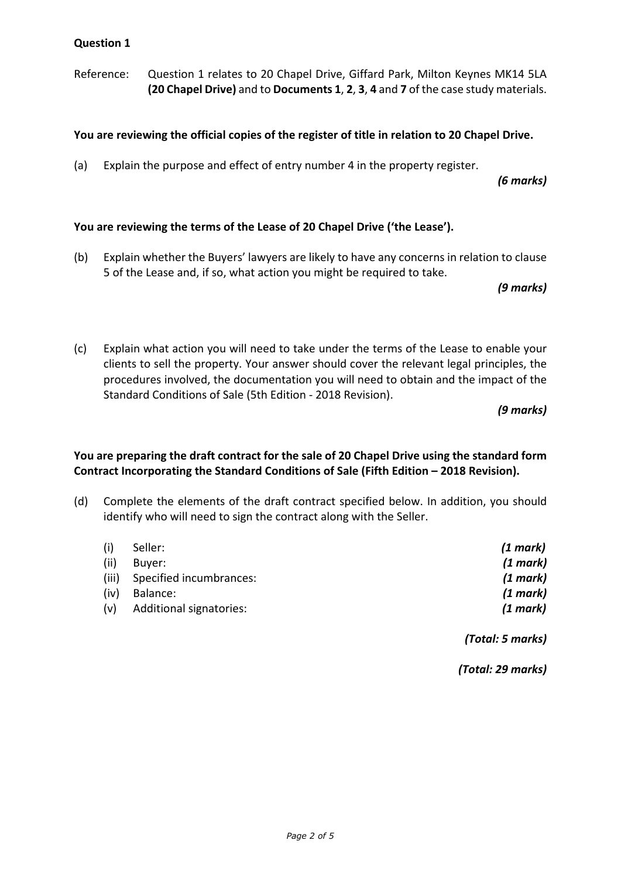**Question 1**

Reference: Question 1 relates to 20 Chapel Drive, Giffard Park, Milton Keynes MK14 5LA **(20 Chapel Drive)** and to **Documents 1**, **2**, **3**, **4** and **7** of the case study materials.

**You are reviewing the official copies of the register of title in relation to 20 Chapel Drive.**

(a) Explain the purpose and effect of entry number 4 in the property register.

***(6 marks)***

**You are reviewing the terms of the Lease of 20 Chapel Drive ('the Lease').**

(b) Explain whether the Buyers' lawyers are likely to have any concerns in relation to clause 5 of the Lease and, if so, what action you might be required to take.

***(9 marks)***

(c) Explain what action you will need to take under the terms of the Lease to enable your clients to sell the property. Your answer should cover the relevant legal principles, the procedures involved, the documentation you will need to obtain and the impact of the Standard Conditions of Sale (5th Edition - 2018 Revision).

***(9 marks)***

**You are preparing the draft contract for the sale of 20 Chapel Drive using the standard form Contract Incorporating the Standard Conditions of Sale (Fifth Edition – 2018 Revision).**

(d) Complete the elements of the draft contract specified below. In addition, you should identify who will need to sign the contract along with the Seller.

| | | |
|---|---|---|
| (i) | Seller: | ***(1 mark)*** |
| (ii) | Buyer: | ***(1 mark)*** |
| (iii) | Specified incumbrances: | ***(1 mark)*** |
| (iv) | Balance: | ***(1 mark)*** |
| (v) | Additional signatories: | ***(1 mark)*** |

***(Total: 5 marks)***

***(Total: 29 marks)***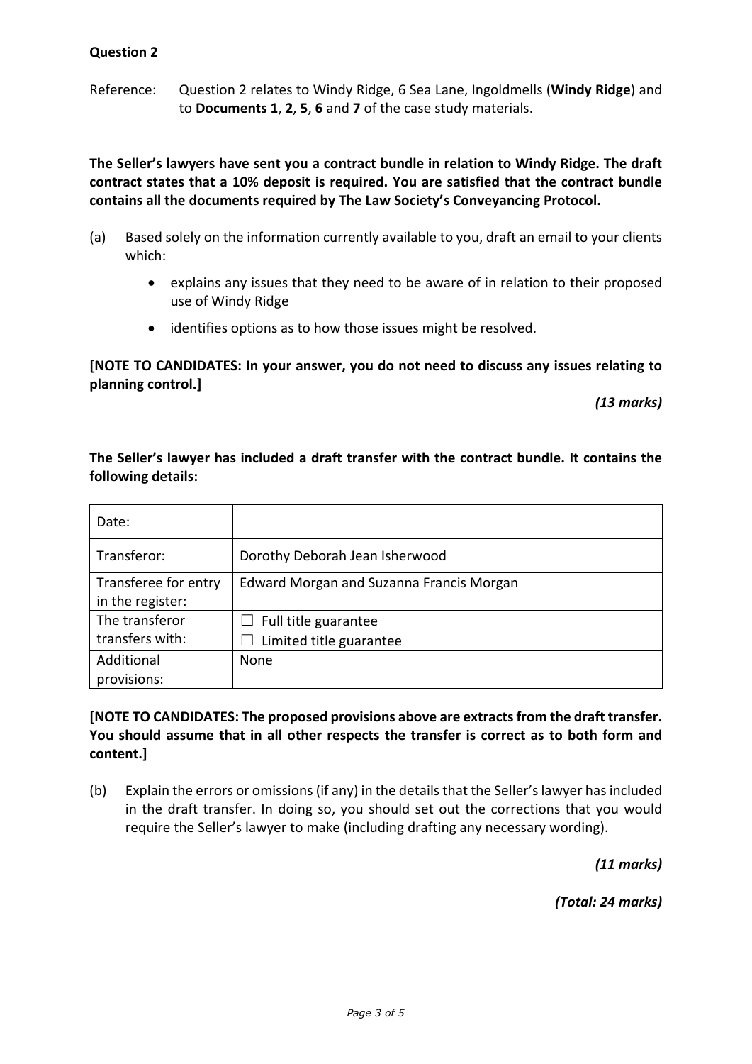**Question 2**

Reference: Question 2 relates to Windy Ridge, 6 Sea Lane, Ingoldmells (**Windy Ridge**) and to **Documents 1**, **2**, **5**, **6** and **7** of the case study materials.

**The Seller's lawyers have sent you a contract bundle in relation to Windy Ridge. The draft contract states that a 10% deposit is required. You are satisfied that the contract bundle contains all the documents required by The Law Society's Conveyancing Protocol.**

(a) Based solely on the information currently available to you, draft an email to your clients which:

- explains any issues that they need to be aware of in relation to their proposed use of Windy Ridge
- identifies options as to how those issues might be resolved.

**[NOTE TO CANDIDATES: In your answer, you do not need to discuss any issues relating to planning control.]**

*(13 marks)*

**The Seller's lawyer has included a draft transfer with the contract bundle. It contains the following details:**

| Date: | |
|---|---|
| Transferor: | Dorothy Deborah Jean Isherwood |
| Transferee for entry in the register: | Edward Morgan and Suzanna Francis Morgan |
| The transferor transfers with: | ☐ Full title guarantee<br>☐ Limited title guarantee |
| Additional provisions: | None |

**[NOTE TO CANDIDATES: The proposed provisions above are extracts from the draft transfer. You should assume that in all other respects the transfer is correct as to both form and content.]**

(b) Explain the errors or omissions (if any) in the details that the Seller's lawyer has included in the draft transfer. In doing so, you should set out the corrections that you would require the Seller's lawyer to make (including drafting any necessary wording).

*(11 marks)*

*(Total: 24 marks)*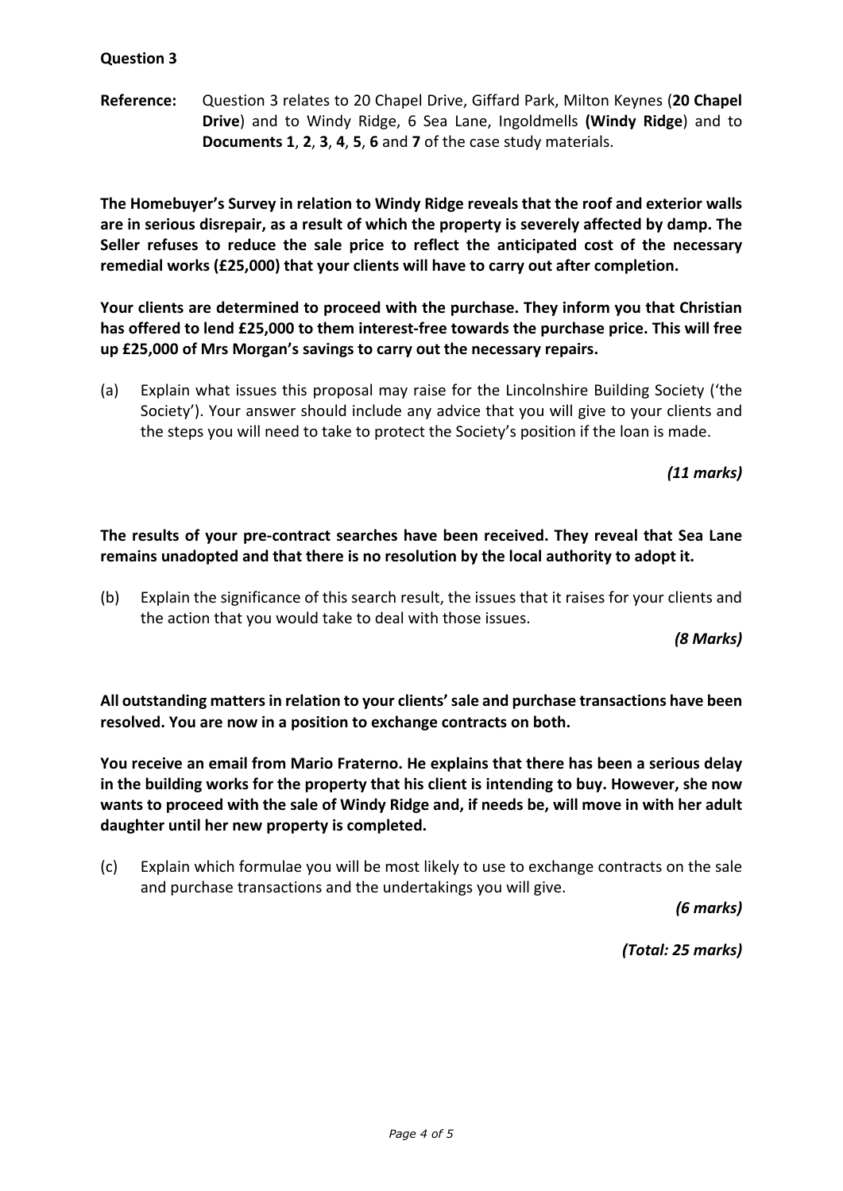**Question 3**

**Reference:** Question 3 relates to 20 Chapel Drive, Giffard Park, Milton Keynes (**20 Chapel Drive**) and to Windy Ridge, 6 Sea Lane, Ingoldmells **(Windy Ridge**) and to **Documents 1**, **2**, **3**, **4**, **5**, **6** and **7** of the case study materials.

**The Homebuyer's Survey in relation to Windy Ridge reveals that the roof and exterior walls are in serious disrepair, as a result of which the property is severely affected by damp. The Seller refuses to reduce the sale price to reflect the anticipated cost of the necessary remedial works (£25,000) that your clients will have to carry out after completion.**

**Your clients are determined to proceed with the purchase. They inform you that Christian has offered to lend £25,000 to them interest-free towards the purchase price. This will free up £25,000 of Mrs Morgan's savings to carry out the necessary repairs.**

(a) Explain what issues this proposal may raise for the Lincolnshire Building Society ('the Society'). Your answer should include any advice that you will give to your clients and the steps you will need to take to protect the Society's position if the loan is made.

*(11 marks)*

**The results of your pre-contract searches have been received. They reveal that Sea Lane remains unadopted and that there is no resolution by the local authority to adopt it.**

(b) Explain the significance of this search result, the issues that it raises for your clients and the action that you would take to deal with those issues.

*(8 Marks)*

**All outstanding matters in relation to your clients' sale and purchase transactions have been resolved. You are now in a position to exchange contracts on both.**

**You receive an email from Mario Fraterno. He explains that there has been a serious delay in the building works for the property that his client is intending to buy. However, she now wants to proceed with the sale of Windy Ridge and, if needs be, will move in with her adult daughter until her new property is completed.**

(c) Explain which formulae you will be most likely to use to exchange contracts on the sale and purchase transactions and the undertakings you will give.

*(6 marks)*

*(Total: 25 marks)*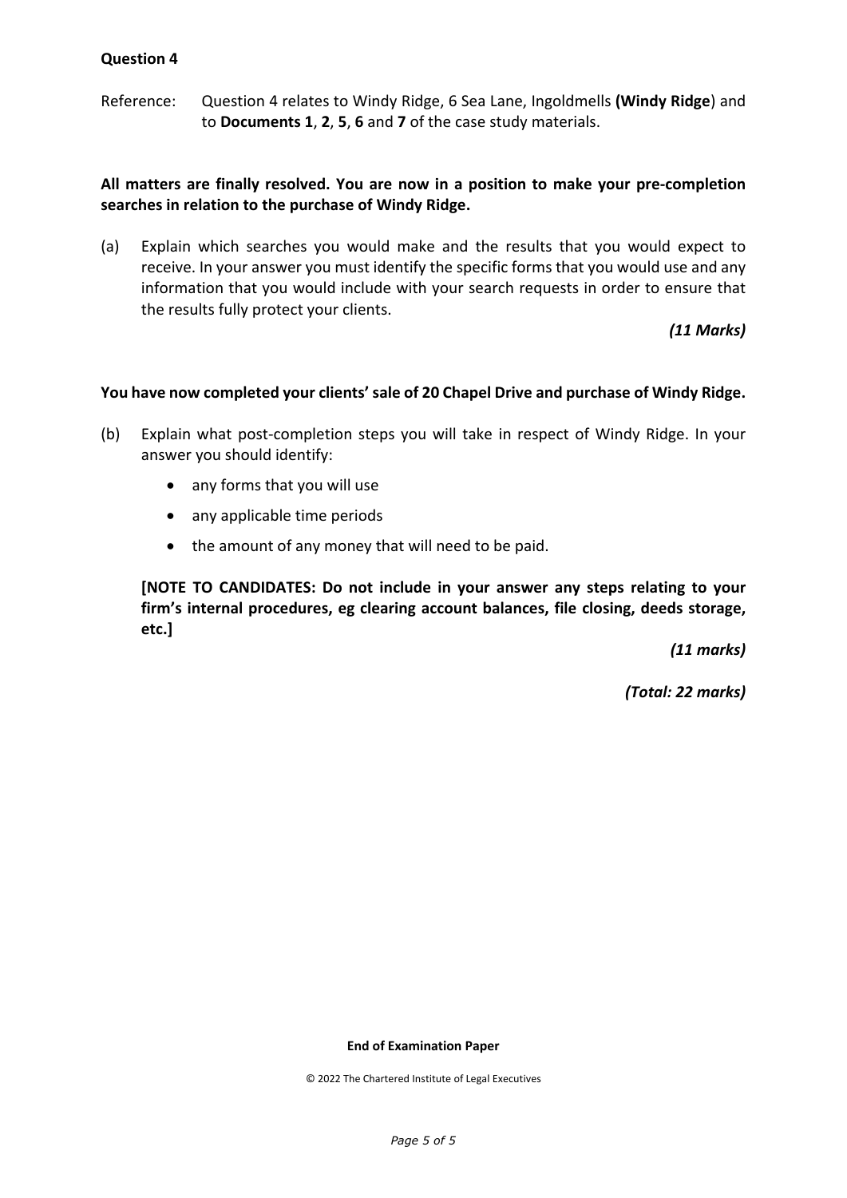**Question 4**

Reference: Question 4 relates to Windy Ridge, 6 Sea Lane, Ingoldmells **(Windy Ridge**) and to **Documents 1**, **2**, **5**, **6** and **7** of the case study materials.

**All matters are finally resolved. You are now in a position to make your pre-completion searches in relation to the purchase of Windy Ridge.**

(a) Explain which searches you would make and the results that you would expect to receive. In your answer you must identify the specific forms that you would use and any information that you would include with your search requests in order to ensure that the results fully protect your clients.

*(11 Marks)*

**You have now completed your clients' sale of 20 Chapel Drive and purchase of Windy Ridge.**

(b) Explain what post-completion steps you will take in respect of Windy Ridge. In your answer you should identify:

- any forms that you will use
- any applicable time periods
- the amount of any money that will need to be paid.

**[NOTE TO CANDIDATES: Do not include in your answer any steps relating to your firm's internal procedures, eg clearing account balances, file closing, deeds storage, etc.]**

*(11 marks)*

*(Total: 22 marks)*

**End of Examination Paper**

© 2022 The Chartered Institute of Legal Executives